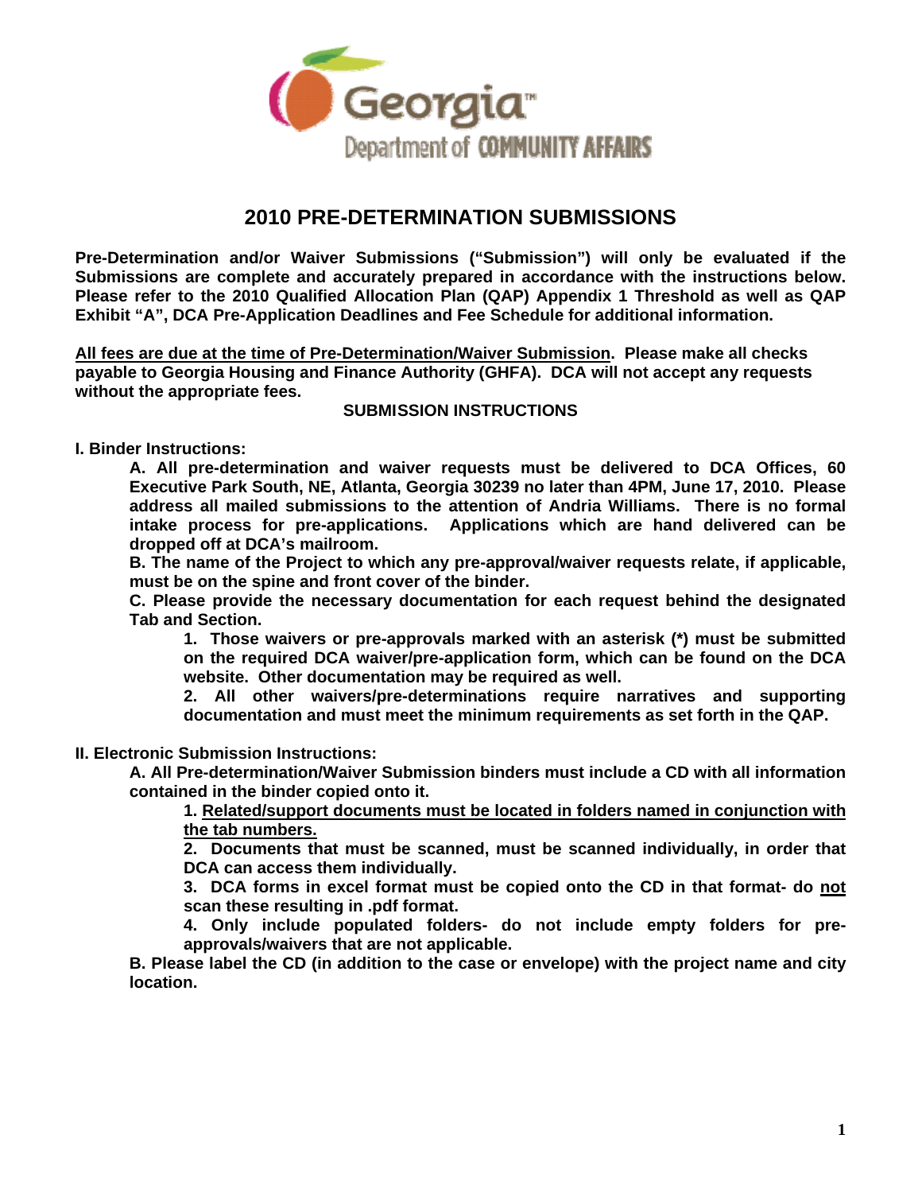Georgia Department of Community Affairs

# 2010 PRE-DETERMINATION SUBMISSIONS

**Pre-Determination and/or Waiver Submissions ("Submission") will only be evaluated if the Submissions are complete and accurately prepared in accordance with the instructions below. Please refer to the 2010 Qualified Allocation Plan (QAP) Appendix 1 Threshold as well as QAP Exhibit "A", DCA Pre-Application Deadlines and Fee Schedule for additional information.**

**<u>All fees are due at the time of Pre-Determination/Waiver Submission</u>. Please make all checks payable to Georgia Housing and Finance Authority (GHFA). DCA will not accept any requests without the appropriate fees.**

## SUBMISSION INSTRUCTIONS

**I. Binder Instructions:**

**A. All pre-determination and waiver requests must be delivered to DCA Offices, 60 Executive Park South, NE, Atlanta, Georgia 30239 no later than 4PM, June 17, 2010. Please address all mailed submissions to the attention of Andria Williams. There is no formal intake process for pre-applications. Applications which are hand delivered can be dropped off at DCA's mailroom.**

**B. The name of the Project to which any pre-approval/waiver requests relate, if applicable, must be on the spine and front cover of the binder.**

**C. Please provide the necessary documentation for each request behind the designated Tab and Section.**

**1. Those waivers or pre-approvals marked with an asterisk (*) must be submitted on the required DCA waiver/pre-application form, which can be found on the DCA website. Other documentation may be required as well.**

**2. All other waivers/pre-determinations require narratives and supporting documentation and must meet the minimum requirements as set forth in the QAP.**

**II. Electronic Submission Instructions:**

**A. All Pre-determination/Waiver Submission binders must include a CD with all information contained in the binder copied onto it.**

**1. <u>Related/support documents must be located in folders named in conjunction with the tab numbers.</u>**

**2. Documents that must be scanned, must be scanned individually, in order that DCA can access them individually.**

**3. DCA forms in excel format must be copied onto the CD in that format- do <u>not</u> scan these resulting in .pdf format.**

**4. Only include populated folders- do not include empty folders for pre-approvals/waivers that are not applicable.**

**B. Please label the CD (in addition to the case or envelope) with the project name and city location.**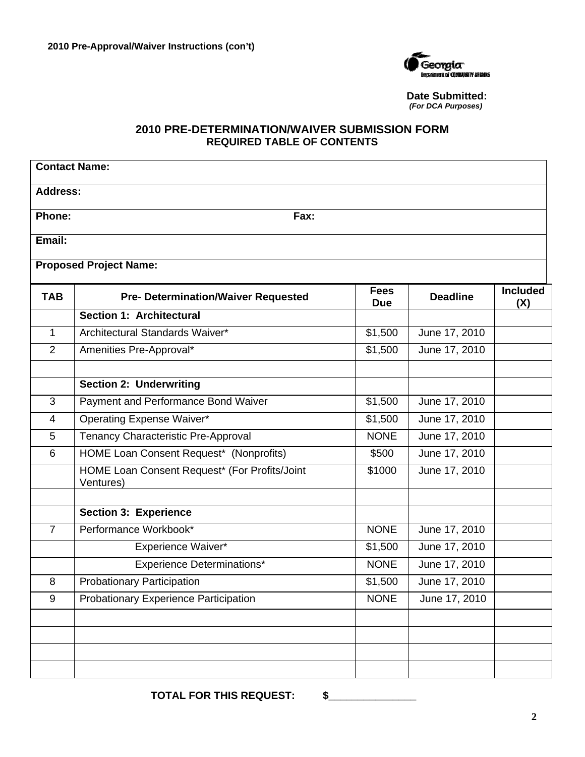2010 Pre-Approval/Waiver Instructions (con't)

**Date Submitted:**
*(For DCA Purposes)*

## 2010 PRE-DETERMINATION/WAIVER SUBMISSION FORM
### REQUIRED TABLE OF CONTENTS

**Contact Name:**

**Address:**

**Phone:** **Fax:**

**Email:**

**Proposed Project Name:**

| TAB | Pre- Determination/Waiver Requested | Fees Due | Deadline | Included (X) |
|---|---|---|---|---|
| | **Section 1: Architectural** | | | |
| 1 | Architectural Standards Waiver* | $1,500 | June 17, 2010 | |
| 2 | Amenities Pre-Approval* | $1,500 | June 17, 2010 | |
| | | | | |
| | **Section 2: Underwriting** | | | |
| 3 | Payment and Performance Bond Waiver | $1,500 | June 17, 2010 | |
| 4 | Operating Expense Waiver* | $1,500 | June 17, 2010 | |
| 5 | Tenancy Characteristic Pre-Approval | NONE | June 17, 2010 | |
| 6 | HOME Loan Consent Request* (Nonprofits) | $500 | June 17, 2010 | |
| | HOME Loan Consent Request* (For Profits/Joint Ventures) | $1000 | June 17, 2010 | |
| | | | | |
| | **Section 3: Experience** | | | |
| 7 | Performance Workbook* | NONE | June 17, 2010 | |
| | Experience Waiver* | $1,500 | June 17, 2010 | |
| | Experience Determinations* | NONE | June 17, 2010 | |
| 8 | Probationary Participation | $1,500 | June 17, 2010 | |
| 9 | Probationary Experience Participation | NONE | June 17, 2010 | |
| | | | | |
| | | | | |
| | | | | |
| | | | | |

**TOTAL FOR THIS REQUEST: $_______________**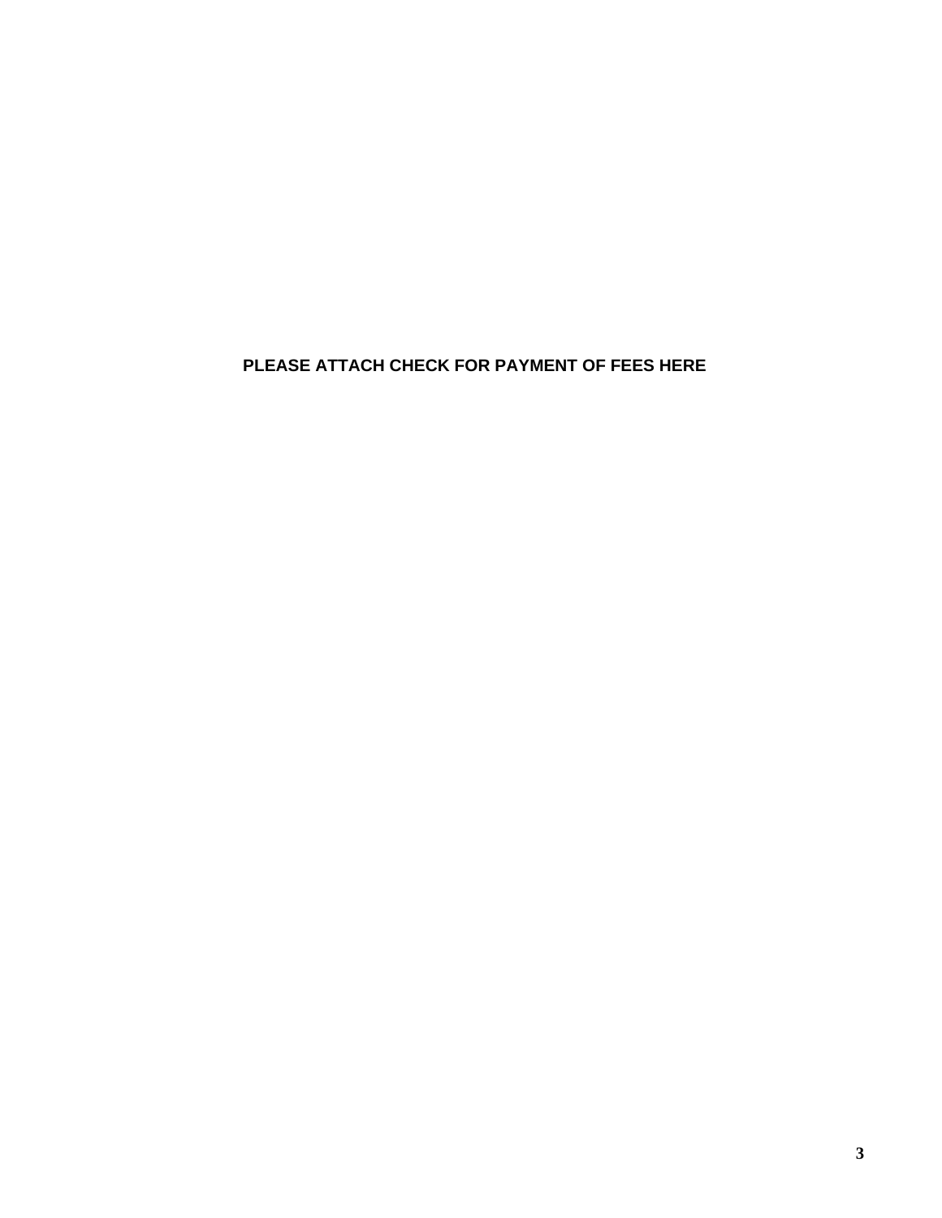**PLEASE ATTACH CHECK FOR PAYMENT OF FEES HERE**